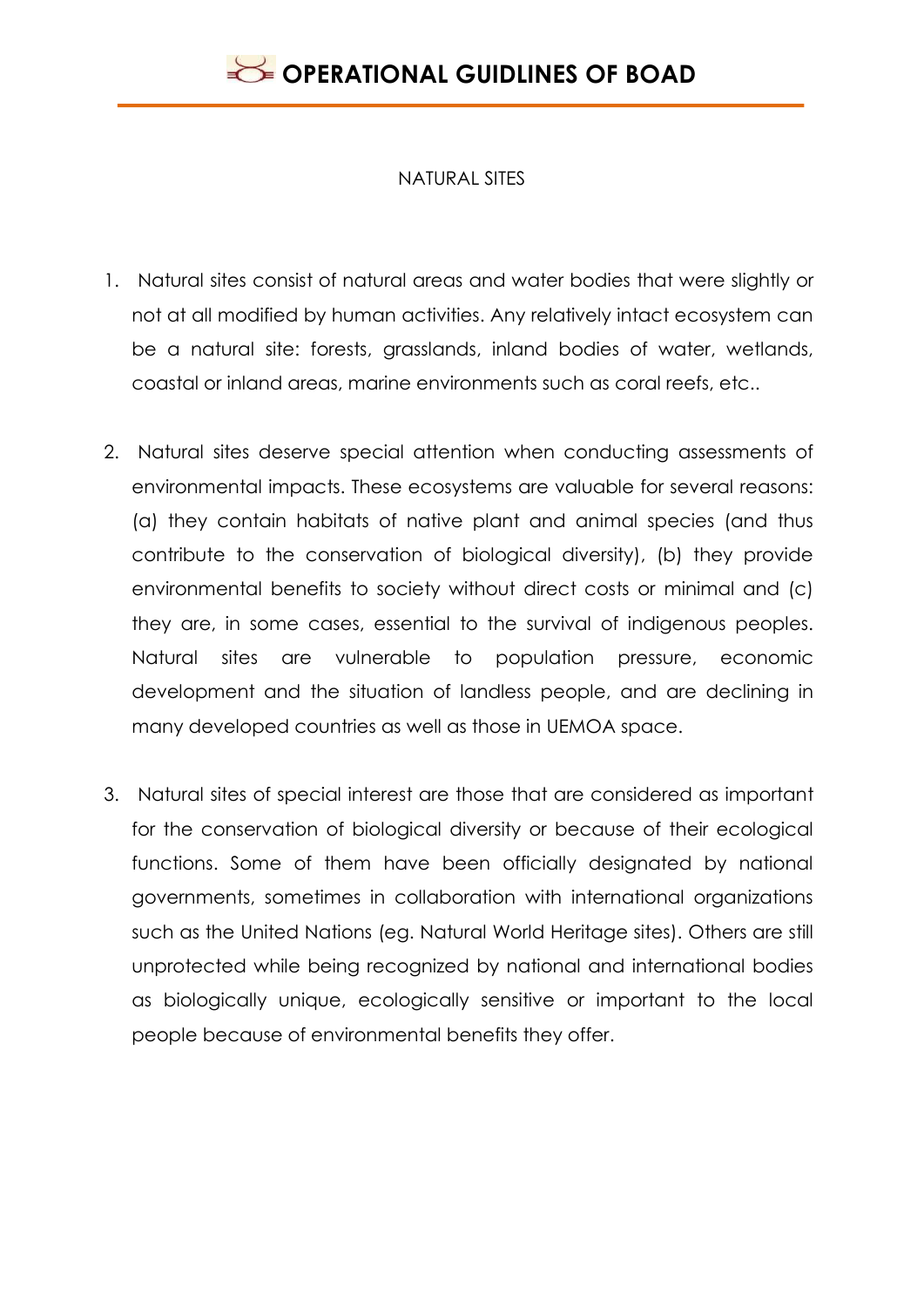# OPERATIONAL GUIDLINES OF BOAD

## NATURAL SITES

1. Natural sites consist of natural areas and water bodies that were slightly or not at all modified by human activities. Any relatively intact ecosystem can be a natural site: forests, grasslands, inland bodies of water, wetlands, coastal or inland areas, marine environments such as coral reefs, etc..

2. Natural sites deserve special attention when conducting assessments of environmental impacts. These ecosystems are valuable for several reasons: (a) they contain habitats of native plant and animal species (and thus contribute to the conservation of biological diversity), (b) they provide environmental benefits to society without direct costs or minimal and (c) they are, in some cases, essential to the survival of indigenous peoples. Natural sites are vulnerable to population pressure, economic development and the situation of landless people, and are declining in many developed countries as well as those in UEMOA space.

3. Natural sites of special interest are those that are considered as important for the conservation of biological diversity or because of their ecological functions. Some of them have been officially designated by national governments, sometimes in collaboration with international organizations such as the United Nations (eg. Natural World Heritage sites). Others are still unprotected while being recognized by national and international bodies as biologically unique, ecologically sensitive or important to the local people because of environmental benefits they offer.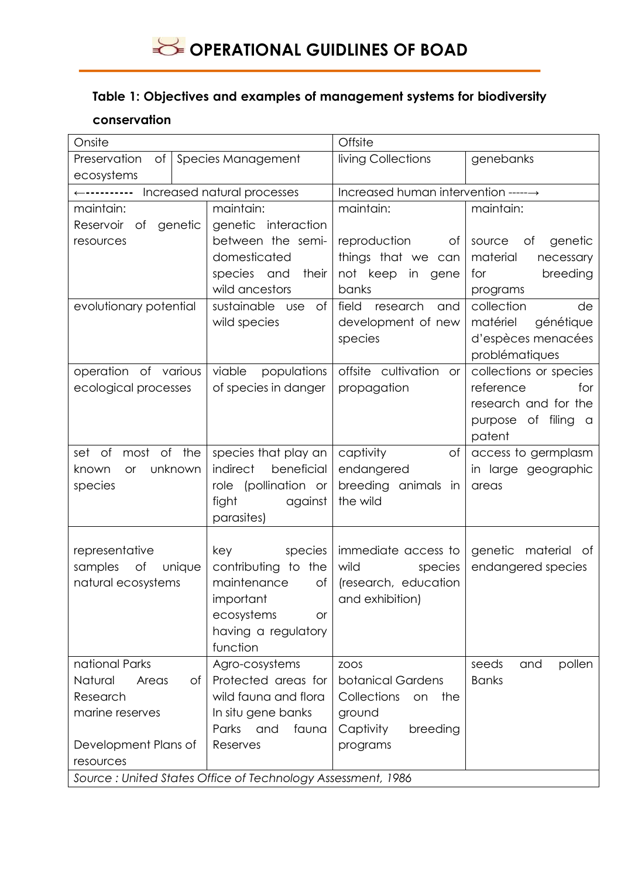### Table 1: Objectives and examples of management systems for biodiversity conservation

| Onsite | | Offsite | |
|---|---|---|---|
| Preservation of ecosystems | Species Management | living Collections | genebanks |
| ←---------- Increased natural processes | | Increased human intervention -----→ | |
| maintain:<br>Reservoir of genetic resources | maintain:<br>genetic interaction between the semi-domesticated species and their wild ancestors | maintain:<br>reproduction of things that we can not keep in gene banks | maintain:<br>source of genetic material necessary for breeding programs |
| evolutionary potential | sustainable use of wild species | field research and development of new species | collection de matériel génétique d'espèces menacées problématiques |
| operation of various ecological processes | viable populations of species in danger | offsite cultivation or propagation | collections or species reference for research and for the purpose of filing a patent |
| set of most of the known or unknown species | species that play an indirect beneficial role (pollination or fight against parasites) | captivity of endangered breeding animals in the wild | access to germplasm in large geographic areas |
| representative samples of unique natural ecosystems | key species contributing to the maintenance of important ecosystems or having a regulatory function | immediate access to wild species (research, education and exhibition) | genetic material of endangered species |
| national Parks<br>Natural Areas of Research<br>marine reserves<br><br>Development Plans of resources | Agro-cosystems<br>Protected areas for wild fauna and flora<br>In situ gene banks<br>Parks and fauna Reserves | zoos<br>botanical Gardens<br>Collections on the ground<br>Captivity breeding programs | seeds and pollen Banks |

*Source : United States Office of Technology Assessment, 1986*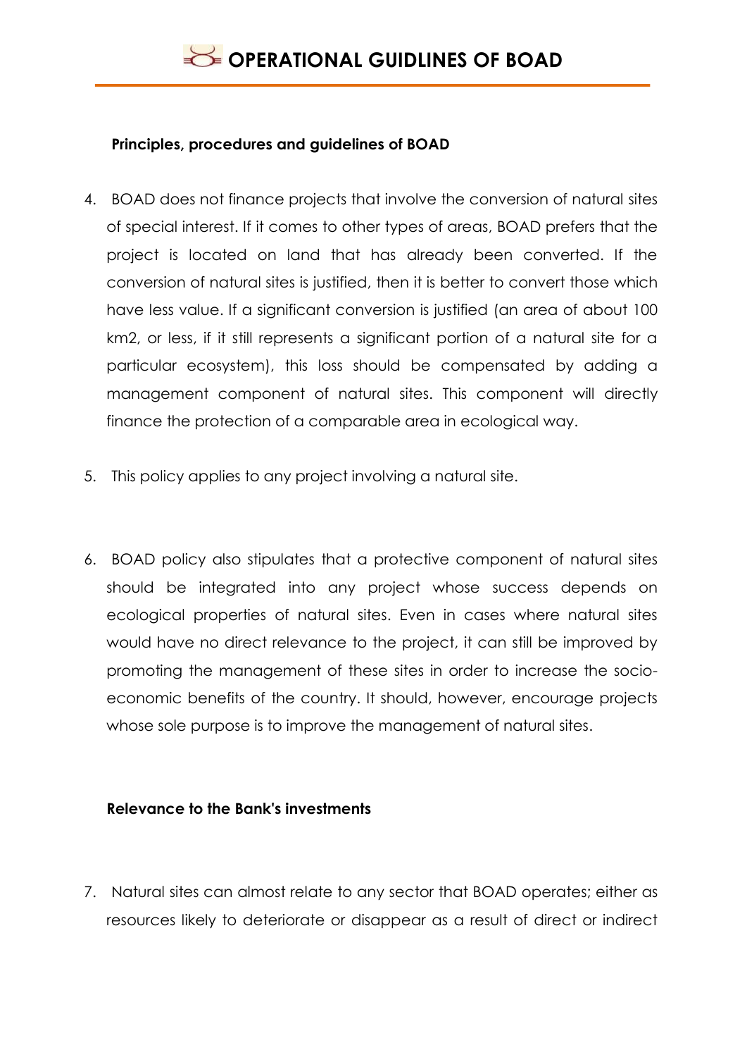**Principles, procedures and guidelines of BOAD**

4. BOAD does not finance projects that involve the conversion of natural sites of special interest. If it comes to other types of areas, BOAD prefers that the project is located on land that has already been converted. If the conversion of natural sites is justified, then it is better to convert those which have less value. If a significant conversion is justified (an area of about 100 km2, or less, if it still represents a significant portion of a natural site for a particular ecosystem), this loss should be compensated by adding a management component of natural sites. This component will directly finance the protection of a comparable area in ecological way.

5. This policy applies to any project involving a natural site.

6. BOAD policy also stipulates that a protective component of natural sites should be integrated into any project whose success depends on ecological properties of natural sites. Even in cases where natural sites would have no direct relevance to the project, it can still be improved by promoting the management of these sites in order to increase the socio-economic benefits of the country. It should, however, encourage projects whose sole purpose is to improve the management of natural sites.

**Relevance to the Bank's investments**

7. Natural sites can almost relate to any sector that BOAD operates; either as resources likely to deteriorate or disappear as a result of direct or indirect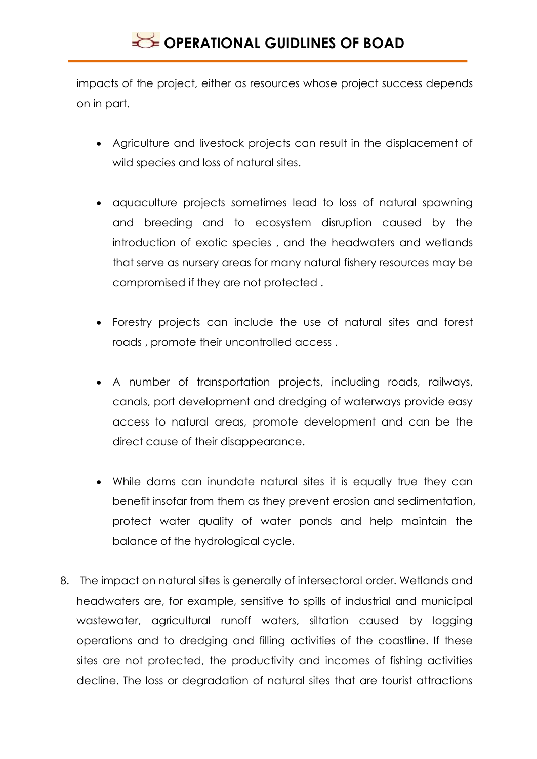impacts of the project, either as resources whose project success depends on in part.

- Agriculture and livestock projects can result in the displacement of wild species and loss of natural sites.

- aquaculture projects sometimes lead to loss of natural spawning and breeding and to ecosystem disruption caused by the introduction of exotic species , and the headwaters and wetlands that serve as nursery areas for many natural fishery resources may be compromised if they are not protected .

- Forestry projects can include the use of natural sites and forest roads , promote their uncontrolled access .

- A number of transportation projects, including roads, railways, canals, port development and dredging of waterways provide easy access to natural areas, promote development and can be the direct cause of their disappearance.

- While dams can inundate natural sites it is equally true they can benefit insofar from them as they prevent erosion and sedimentation, protect water quality of water ponds and help maintain the balance of the hydrological cycle.

8. The impact on natural sites is generally of intersectoral order. Wetlands and headwaters are, for example, sensitive to spills of industrial and municipal wastewater, agricultural runoff waters, siltation caused by logging operations and to dredging and filling activities of the coastline. If these sites are not protected, the productivity and incomes of fishing activities decline. The loss or degradation of natural sites that are tourist attractions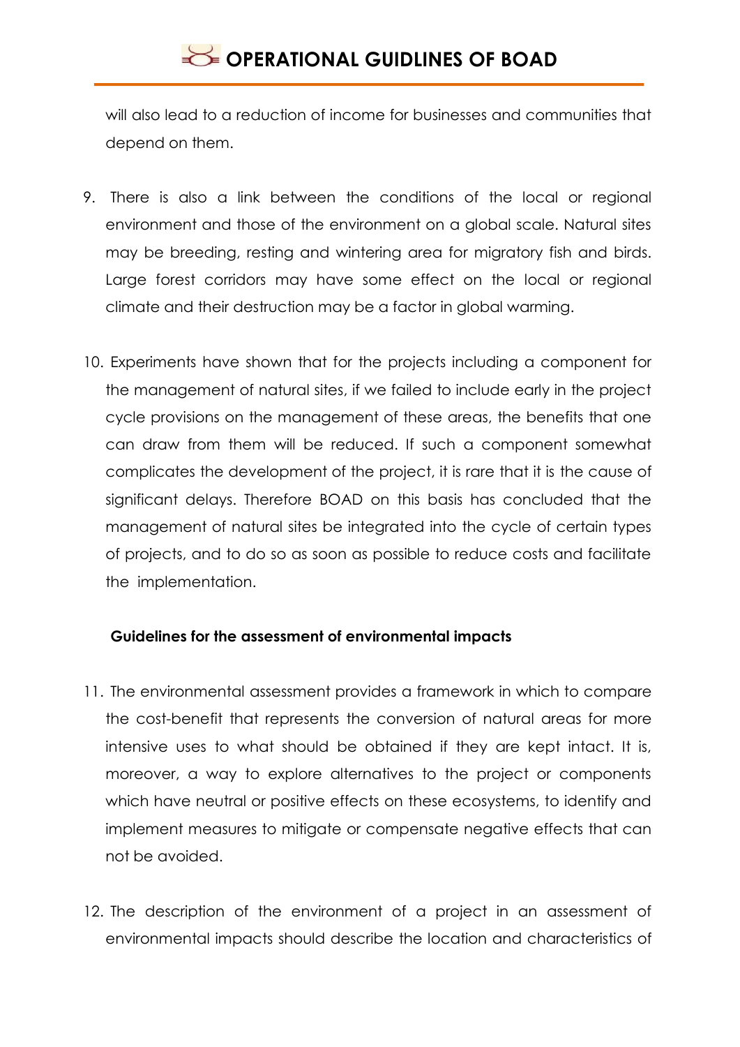will also lead to a reduction of income for businesses and communities that depend on them.

9. There is also a link between the conditions of the local or regional environment and those of the environment on a global scale. Natural sites may be breeding, resting and wintering area for migratory fish and birds. Large forest corridors may have some effect on the local or regional climate and their destruction may be a factor in global warming.

10. Experiments have shown that for the projects including a component for the management of natural sites, if we failed to include early in the project cycle provisions on the management of these areas, the benefits that one can draw from them will be reduced. If such a component somewhat complicates the development of the project, it is rare that it is the cause of significant delays. Therefore BOAD on this basis has concluded that the management of natural sites be integrated into the cycle of certain types of projects, and to do so as soon as possible to reduce costs and facilitate the implementation.

**Guidelines for the assessment of environmental impacts**

11. The environmental assessment provides a framework in which to compare the cost-benefit that represents the conversion of natural areas for more intensive uses to what should be obtained if they are kept intact. It is, moreover, a way to explore alternatives to the project or components which have neutral or positive effects on these ecosystems, to identify and implement measures to mitigate or compensate negative effects that can not be avoided.

12. The description of the environment of a project in an assessment of environmental impacts should describe the location and characteristics of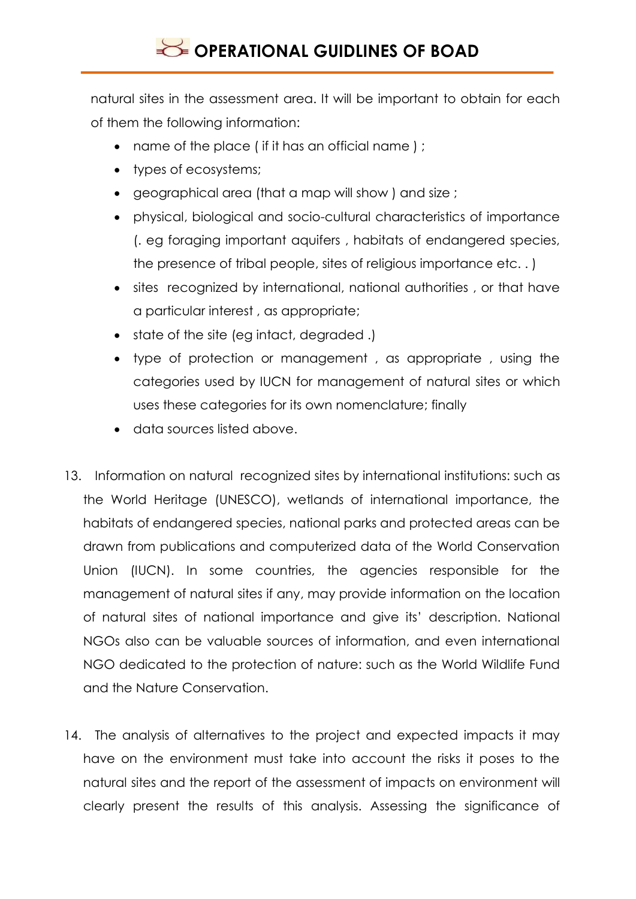natural sites in the assessment area. It will be important to obtain for each of them the following information:

- name of the place ( if it has an official name ) ;
- types of ecosystems;
- geographical area (that a map will show ) and size ;
- physical, biological and socio-cultural characteristics of importance (. eg foraging important aquifers , habitats of endangered species, the presence of tribal people, sites of religious importance etc. . )
- sites recognized by international, national authorities , or that have a particular interest , as appropriate;
- state of the site (eg intact, degraded .)
- type of protection or management , as appropriate , using the categories used by IUCN for management of natural sites or which uses these categories for its own nomenclature; finally
- data sources listed above.

13. Information on natural recognized sites by international institutions: such as the World Heritage (UNESCO), wetlands of international importance, the habitats of endangered species, national parks and protected areas can be drawn from publications and computerized data of the World Conservation Union (IUCN). In some countries, the agencies responsible for the management of natural sites if any, may provide information on the location of natural sites of national importance and give its' description. National NGOs also can be valuable sources of information, and even international NGO dedicated to the protection of nature: such as the World Wildlife Fund and the Nature Conservation.

14. The analysis of alternatives to the project and expected impacts it may have on the environment must take into account the risks it poses to the natural sites and the report of the assessment of impacts on environment will clearly present the results of this analysis. Assessing the significance of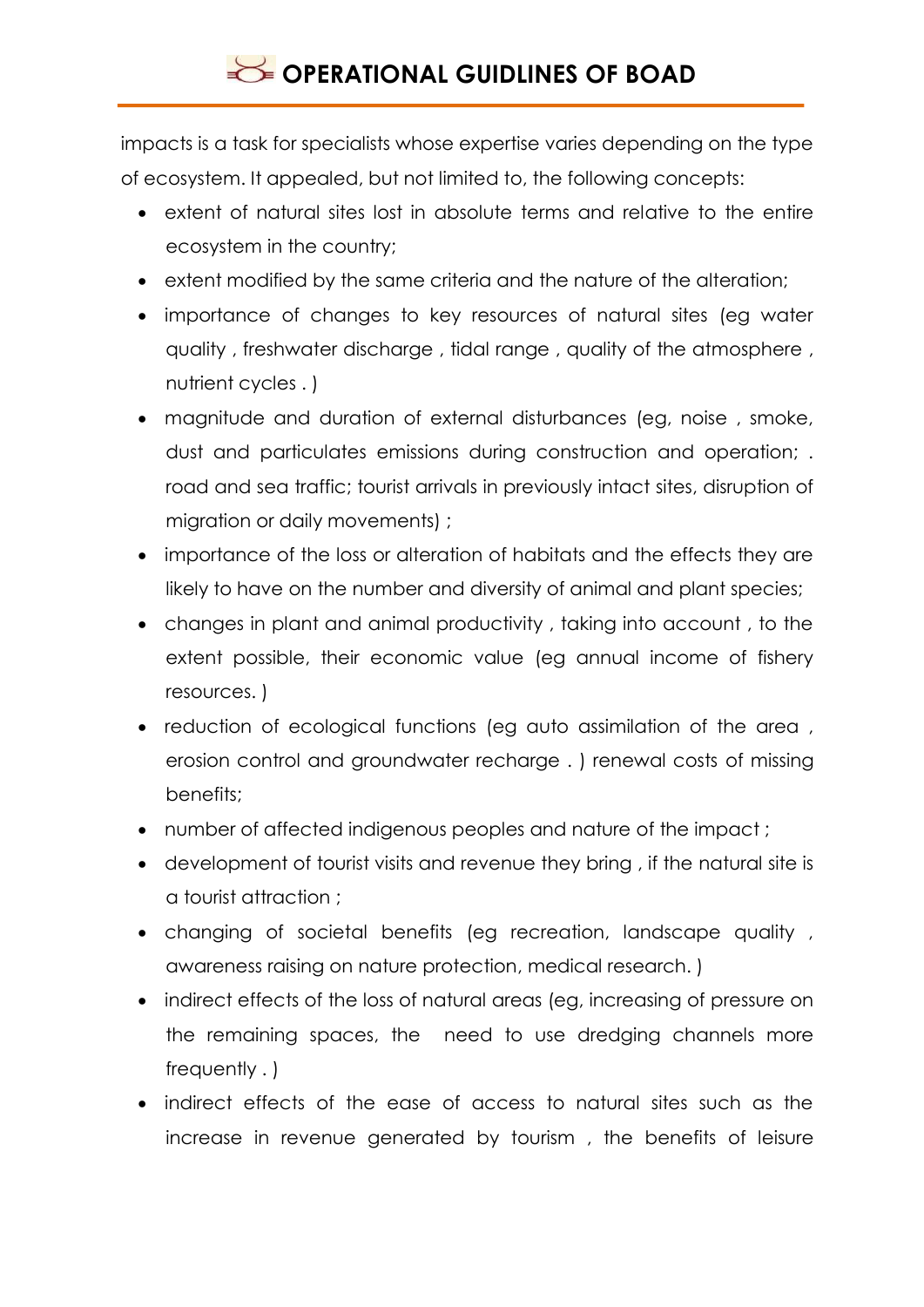impacts is a task for specialists whose expertise varies depending on the type of ecosystem. It appealed, but not limited to, the following concepts:

- extent of natural sites lost in absolute terms and relative to the entire ecosystem in the country;
- extent modified by the same criteria and the nature of the alteration;
- importance of changes to key resources of natural sites (eg water quality , freshwater discharge , tidal range , quality of the atmosphere , nutrient cycles . )
- magnitude and duration of external disturbances (eg, noise , smoke, dust and particulates emissions during construction and operation; . road and sea traffic; tourist arrivals in previously intact sites, disruption of migration or daily movements) ;
- importance of the loss or alteration of habitats and the effects they are likely to have on the number and diversity of animal and plant species;
- changes in plant and animal productivity , taking into account , to the extent possible, their economic value (eg annual income of fishery resources. )
- reduction of ecological functions (eg auto assimilation of the area , erosion control and groundwater recharge . ) renewal costs of missing benefits;
- number of affected indigenous peoples and nature of the impact ;
- development of tourist visits and revenue they bring , if the natural site is a tourist attraction ;
- changing of societal benefits (eg recreation, landscape quality , awareness raising on nature protection, medical research. )
- indirect effects of the loss of natural areas (eg, increasing of pressure on the remaining spaces, the need to use dredging channels more frequently . )
- indirect effects of the ease of access to natural sites such as the increase in revenue generated by tourism , the benefits of leisure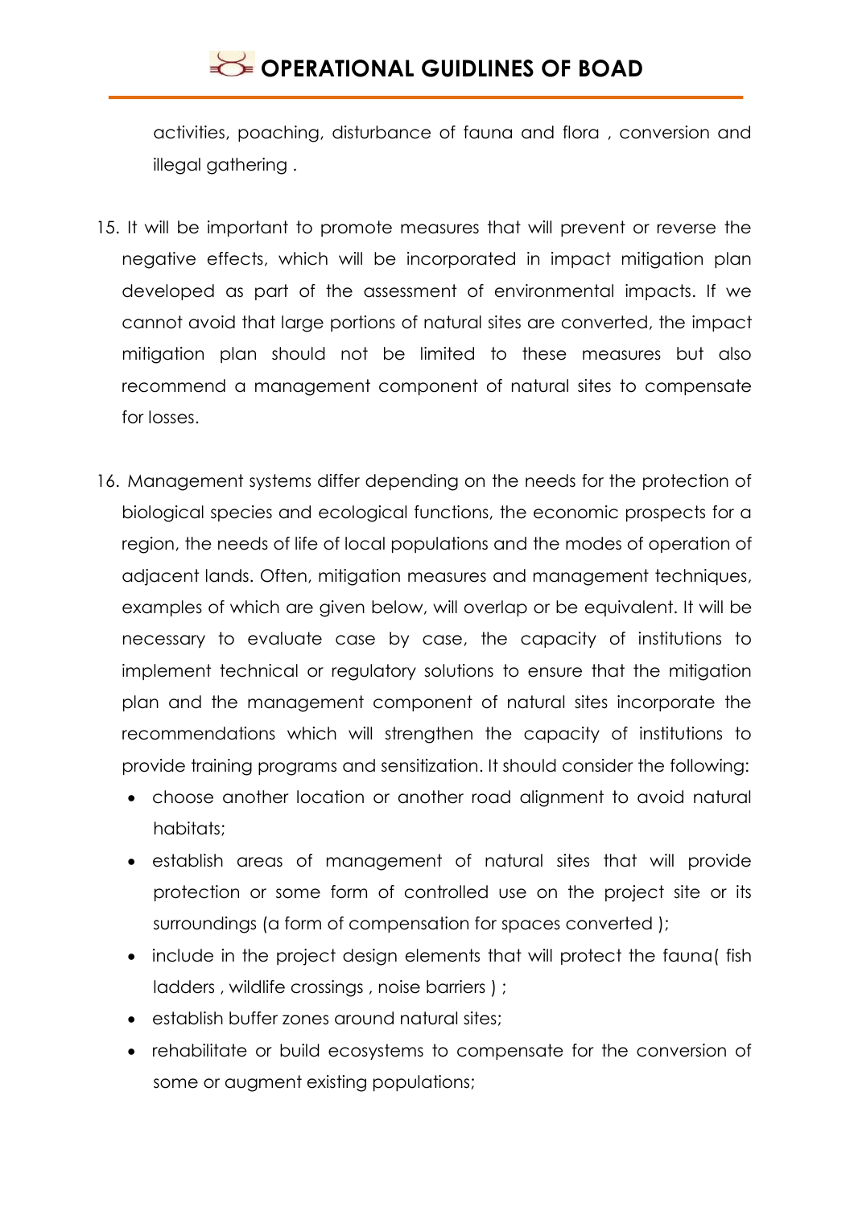activities, poaching, disturbance of fauna and flora , conversion and illegal gathering .

15. It will be important to promote measures that will prevent or reverse the negative effects, which will be incorporated in impact mitigation plan developed as part of the assessment of environmental impacts. If we cannot avoid that large portions of natural sites are converted, the impact mitigation plan should not be limited to these measures but also recommend a management component of natural sites to compensate for losses.

16. Management systems differ depending on the needs for the protection of biological species and ecological functions, the economic prospects for a region, the needs of life of local populations and the modes of operation of adjacent lands. Often, mitigation measures and management techniques, examples of which are given below, will overlap or be equivalent. It will be necessary to evaluate case by case, the capacity of institutions to implement technical or regulatory solutions to ensure that the mitigation plan and the management component of natural sites incorporate the recommendations which will strengthen the capacity of institutions to provide training programs and sensitization. It should consider the following:
    - choose another location or another road alignment to avoid natural habitats;
    - establish areas of management of natural sites that will provide protection or some form of controlled use on the project site or its surroundings (a form of compensation for spaces converted );
    - include in the project design elements that will protect the fauna( fish ladders , wildlife crossings , noise barriers ) ;
    - establish buffer zones around natural sites;
    - rehabilitate or build ecosystems to compensate for the conversion of some or augment existing populations;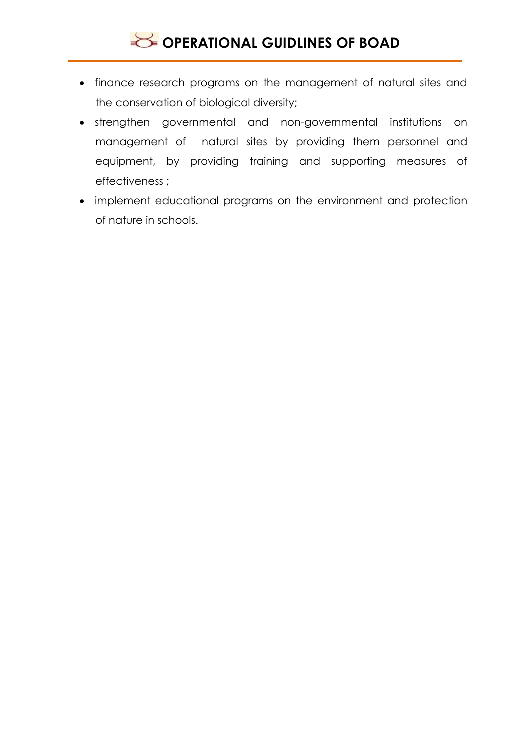- finance research programs on the management of natural sites and the conservation of biological diversity;
- strengthen governmental and non-governmental institutions on management of natural sites by providing them personnel and equipment, by providing training and supporting measures of effectiveness ;
- implement educational programs on the environment and protection of nature in schools.